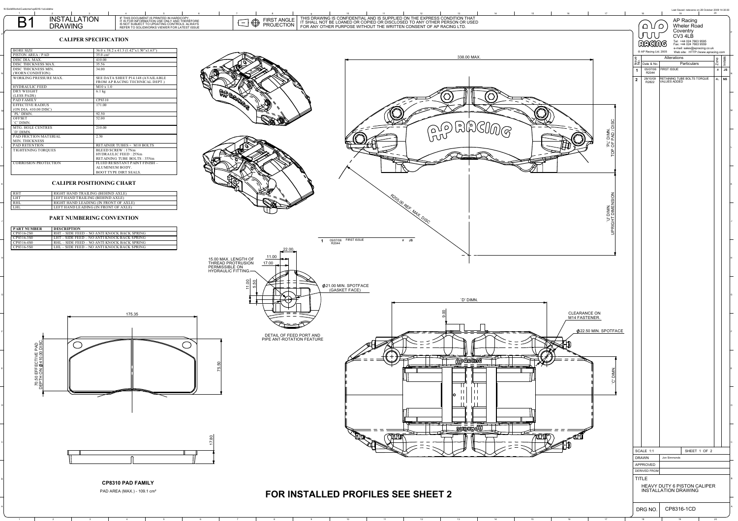# B1 INSTALLATION DRAWING

IF THIS DOCUMENT IS PRINTED IN HARDCOPY IT IS FOR INFORMATION USE ONLY AND THEREFORE IS NOT SUBJECT TO UPDATING CONTROLS. ALWAYS REFER TO SOLIDWORKS VIEWER FOR LATEST ISSUE

FIRST ANGLE PROJECTION

THIS DRAWING IS CONFIDENTIAL AND IS SUPPLIED ON THE EXPRESS CONDITION THAT IT SHALL NOT BE LOANED OR COPIED OR DISCLOSED TO ANY OTHER PERSON OR USED FOR ANY OTHER PURPOSE WITHOUT THE WRITTEN CONSENT OF AP RACING LTD.

## CALIPER SPECIFICATION

| | |
|---|---|
| BORE SIZE | 36.0 x 38.2 x 41.3 (1.42"x1.50"x1.63") |
| PISTON AREA / PAD | 35.0 cm² |
| DISC DIA. MAX. | 410.00 |
| DISC THICKNESS MAX. | 35.56 |
| DISC THICKNESS MIN. (WORN CONDITION) | 34.00 |
| WORKING PRESSURE MAX. | SEE DATA SHEET P14.148 (AVAILABLE FROM AP RACING TECHNICAL DEPT.) |
| HYDRAULIC FEED | M10 x 1.0 |
| DRY WEIGHT (LESS PADS) | 6.1 kg |
| PAD FAMILY | CP8310 |
| EFFECTIVE RADIUS (ON DIA. 410.00 DISC) | 171.00 |
| 'PL' DIMN. | 92.50 |
| OFFSET 'C' DIMN. | 52.00 |
| MTG. HOLE CENTRES 'D' DIMN. | 210.00 |
| PAD FRICTION MATERIAL MIN. THICKNESS | 2.50 |
| PAD RETENTION | RETAINER TUBES + M10 BOLTS |
| TIGHTENING TORQUES | BLEED SCREW : 17Nm<br>HYDRAULIC FEED : 25Nm<br>RETAINING TUBE BOLTS : 35Nm |
| CORROSION PROTECTION | FLUID RESISTANT PAINT FINISH - ALUMINIUM BODY.<br>BOOT TYPE DIRT SEALS. |

## CALIPER POSITIONING CHART

| | |
|---|---|
| RHT | RIGHT HAND TRAILING (BEHIND AXLE) |
| LHT | LEFT HAND TRAILING (BEHIND AXLE) |
| RHL | RIGHT HAND LEADING (IN FRONT OF AXLE) |
| LHL | LEFT HAND LEADING (IN FRONT OF AXLE) |

## PART NUMBERING CONVENTION

| PART NUMBER | DESCRIPTION |
|---|---|
| CP8316-2S0 | RHT – SIDE FEED – NO ANTI KNOCK BACK SPRING |
| CP8316-3S0 | LHT – SIDE FEED – NO ANTI KNOCK BACK SPRING |
| CP8316-4S0 | RHL – SIDE FEED – NO ANTI KNOCK BACK SPRING |
| CP8316-5S0 | LHL – SIDE FEED – NO ANTI KNOCK BACK SPRING |

338.00 MAX.

'PL' DIMN. TOP OF PAD / DISC

R205.00 REF. MAX DISC

'U' DIMN. UPRIGHT DIMENSION

1 | 05/07/06 R2044 | FIRST ISSUE | # | JS

15.00 MAX. LENGTH OF THREAD PROTRUSION PERMISSIBLE ON HYDRAULIC FITTING.

22.00 11.00 17.00 11.00 5.50

Ø21.00 MIN. SPOTFACE (GASKET FACE)

DETAIL OF FEED PORT AND PIPE ANT-ROTATION FEATURE

'D' DIMN.

9.00

CLEARANCE ON M14 FASTENER.

Ø22.50 MIN. SPOTFACE

'C' DIMN

175.35

70.50 EFFECTIVE PAD DEPTH ON Ø410.00 DISC

75.50

17.80

**CP8310 PAD FAMILY**

PAD AREA (MAX.) - 109.1 cm²

# FOR INSTALLED PROFILES SEE SHEET 2

AP Racing
Wheler Road
Coventry
CV3 4LB
Tel: +44 024 7663 9595
Fax: +44 024 7663 9559
e-mail: sales@apracing.co.uk
Web site: HTTP://www.apracing.com

© AP Racing Ltd. 2005

| Issue No. | Date & No. | Alterations – Particulars | Zone | Initials |
|---|---|---|---|---|
| 1 | 05/07/06 R2044 | FIRST ISSUE | # | JS |
| 2 | 28/10/09 R2822 | RETAINING TUBE BOLTS TORQUE VALUES ADDED | 4L | NS |

SCALE 1:1 | SHEET 1 OF 2

DRAWN: Jon Simmonds

APPROVED:

DERIVED FROM:

TITLE: HEAVY DUTY 6 PISTON CALIPER INSTALLATION DRAWING

DRG NO. CP8316-1CD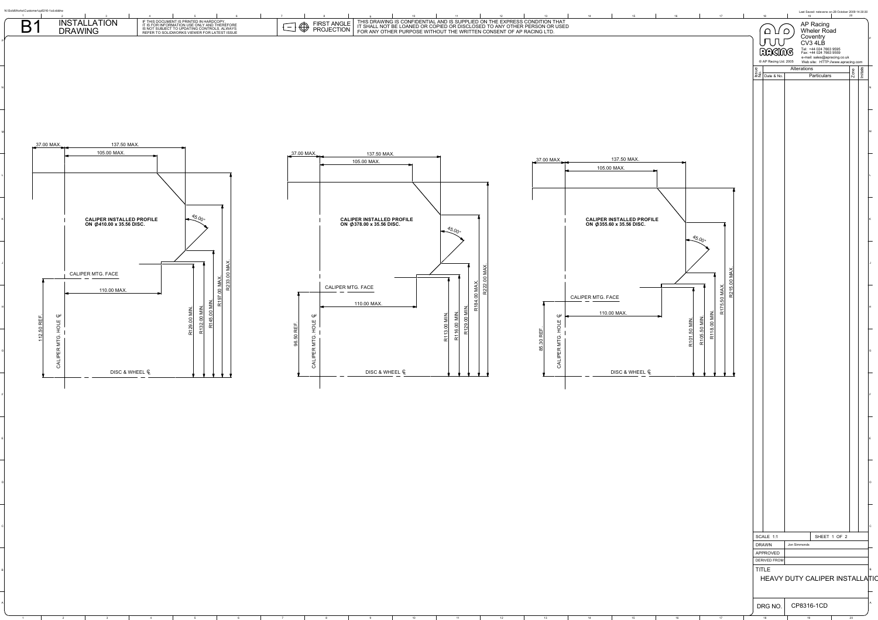# INSTALLATION DRAWING

B1

IF THIS DOCUMENT IS PRINTED IN HARDCOPY IT IS FOR INFORMATION USE ONLY AND THEREFORE IS NOT SUBJECT TO UPDATING CONTROLS. ALWAYS REFER TO SOLIDWORKS VIEWER FOR LATEST ISSUE

FIRST ANGLE PROJECTION

THIS DRAWING IS CONFIDENTIAL AND IS SUPPLIED ON THE EXPRESS CONDITION THAT IT SHALL NOT BE LOANED OR COPIED OR DISCLOSED TO ANY OTHER PERSON OR USED FOR ANY OTHER PURPOSE WITHOUT THE WRITTEN CONSENT OF AP RACING LTD.

**CALIPER INSTALLED PROFILE ON Ø410.00 x 35.56 DISC.**

37.00 MAX.
137.50 MAX.
105.00 MAX.
45.00°
CALIPER MTG. FACE
110.00 MAX.
112.50 REF.
CALIPER MTG. HOLE ℄
DISC & WHEEL ℄
R129.00 MIN.
R132.00 MIN.
R145.00 MIN.
R197.00 MAX.
R233.00 MAX.

**CALIPER INSTALLED PROFILE ON Ø378.00 x 35.56 DISC.**

37.00 MAX.
137.50 MAX.
105.00 MAX.
45.00°
CALIPER MTG. FACE
110.00 MAX.
96.50 REF.
CALIPER MTG. HOLE ℄
DISC & WHEEL ℄
R113.00 MIN.
R116.00 MIN.
R129.00 MIN.
R184.00 MAX.
R222.00 MAX.

**CALIPER INSTALLED PROFILE ON Ø355.60 x 35.56 DISC.**

37.00 MAX.
137.50 MAX.
105.00 MAX.
45.00°
CALIPER MTG. FACE
110.00 MAX.
85.30 REF.
CALIPER MTG. HOLE ℄
DISC & WHEEL ℄
R101.50 MIN.
R105.50 MIN.
R118.00 MIN.
R175.50 MAX.
R215.00 MAX.

AP Racing
Wheler Road
Coventry
CV3 4LB
Tel: +44 024 7663 9595
Fax: +44 024 7663 9559
e-mail: sales@apracing.co.uk
Web site: HTTP://www.apracing.com
© AP Racing Ltd. 2005

| Issue No. | Date & No. | Alterations Particulars | Zone | Initials |
|---|---|---|---|---|
| | | | | |

SCALE 1:1 | SHEET 1 OF 2
DRAWN: Jon Simmonds
APPROVED
DERIVED FROM

TITLE: HEAVY DUTY CALIPER INSTALLATIO

DRG NO. CP8316-1CD